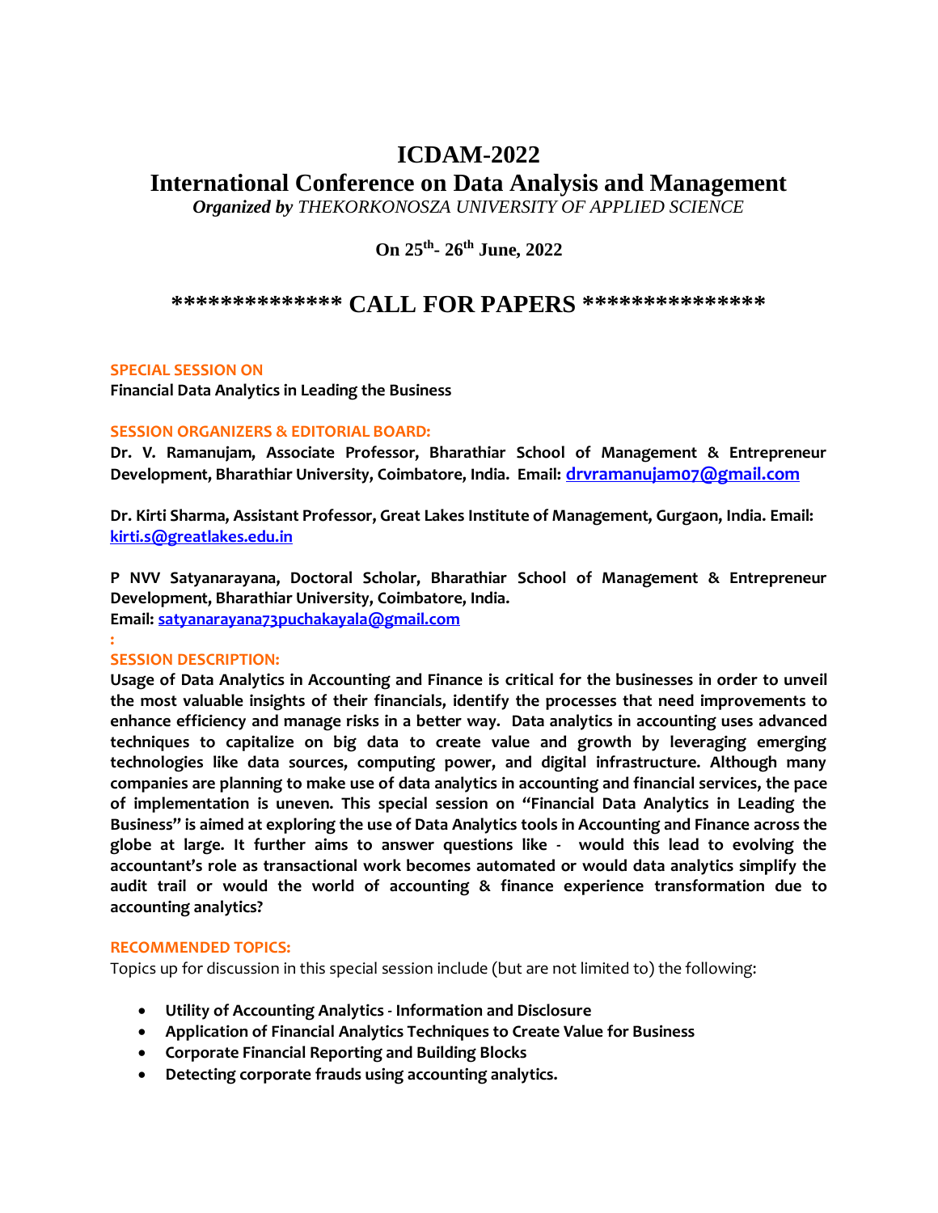# ICDAM-2022

# International Conference on Data Analysis and Management

***Organized by*** *THEKORKONOSZA UNIVERSITY OF APPLIED SCIENCE*

**On 25th- 26th June, 2022**

## *************** CALL FOR PAPERS ****************

**SPECIAL SESSION ON**

**Financial Data Analytics in Leading the Business**

**SESSION ORGANIZERS & EDITORIAL BOARD:**

**Dr. V. Ramanujam, Associate Professor, Bharathiar School of Management & Entrepreneur Development, Bharathiar University, Coimbatore, India. Email: drvramanujam07@gmail.com**

**Dr. Kirti Sharma, Assistant Professor, Great Lakes Institute of Management, Gurgaon, India. Email: kirti.s@greatlakes.edu.in**

**P NVV Satyanarayana, Doctoral Scholar, Bharathiar School of Management & Entrepreneur Development, Bharathiar University, Coimbatore, India.**
**Email: satyanarayana73puchakayala@gmail.com**

:

**SESSION DESCRIPTION:**

**Usage of Data Analytics in Accounting and Finance is critical for the businesses in order to unveil the most valuable insights of their financials, identify the processes that need improvements to enhance efficiency and manage risks in a better way. Data analytics in accounting uses advanced techniques to capitalize on big data to create value and growth by leveraging emerging technologies like data sources, computing power, and digital infrastructure. Although many companies are planning to make use of data analytics in accounting and financial services, the pace of implementation is uneven. This special session on "Financial Data Analytics in Leading the Business" is aimed at exploring the use of Data Analytics tools in Accounting and Finance across the globe at large. It further aims to answer questions like - would this lead to evolving the accountant's role as transactional work becomes automated or would data analytics simplify the audit trail or would the world of accounting & finance experience transformation due to accounting analytics?**

**RECOMMENDED TOPICS:**

Topics up for discussion in this special session include (but are not limited to) the following:

- **Utility of Accounting Analytics - Information and Disclosure**
- **Application of Financial Analytics Techniques to Create Value for Business**
- **Corporate Financial Reporting and Building Blocks**
- **Detecting corporate frauds using accounting analytics.**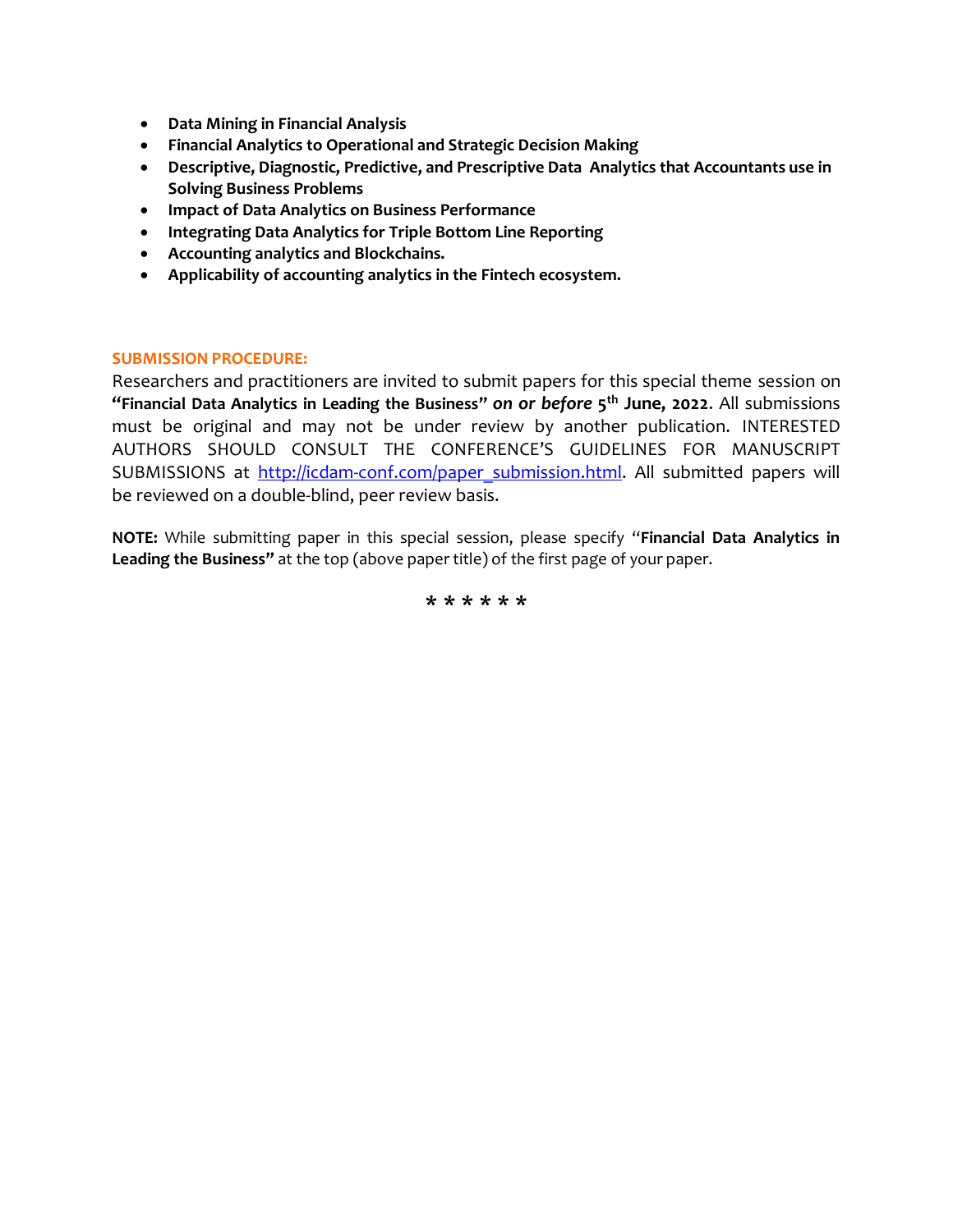- **Data Mining in Financial Analysis**
- **Financial Analytics to Operational and Strategic Decision Making**
- **Descriptive, Diagnostic, Predictive, and Prescriptive Data Analytics that Accountants use in Solving Business Problems**
- **Impact of Data Analytics on Business Performance**
- **Integrating Data Analytics for Triple Bottom Line Reporting**
- **Accounting analytics and Blockchains.**
- **Applicability of accounting analytics in the Fintech ecosystem.**

**SUBMISSION PROCEDURE:**

Researchers and practitioners are invited to submit papers for this special theme session on **"Financial Data Analytics in Leading the Business"** ***on or before*** **5th June, 2022**. All submissions must be original and may not be under review by another publication. INTERESTED AUTHORS SHOULD CONSULT THE CONFERENCE'S GUIDELINES FOR MANUSCRIPT SUBMISSIONS at [http://icdam-conf.com/paper_submission.html](http://icdam-conf.com/paper_submission.html). All submitted papers will be reviewed on a double-blind, peer review basis.

**NOTE:** While submitting paper in this special session, please specify "**Financial Data Analytics in Leading the Business"** at the top (above paper title) of the first page of your paper.

\* \* \* \* \* \*